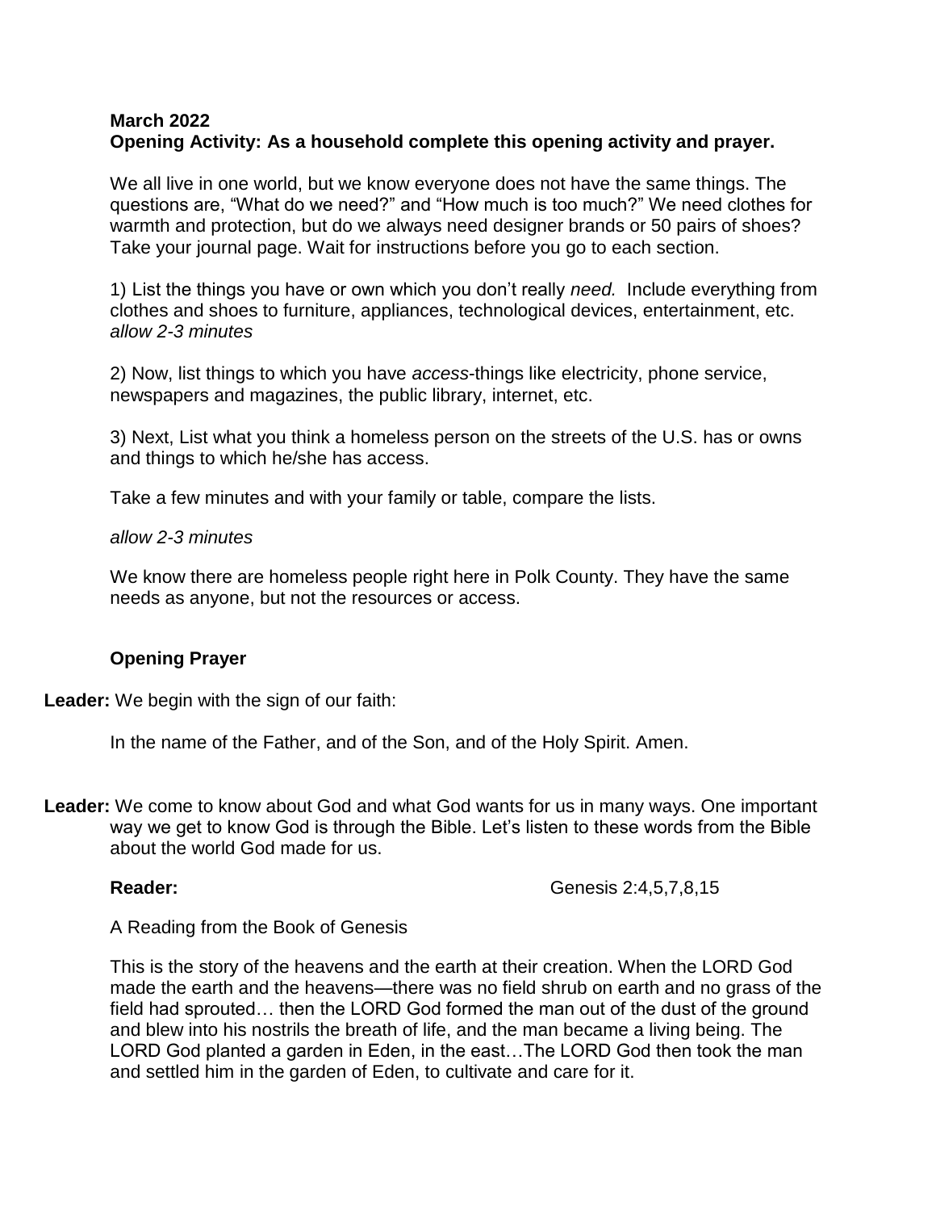**March 2022**
**Opening Activity: As a household complete this opening activity and prayer.**

We all live in one world, but we know everyone does not have the same things. The questions are, "What do we need?" and "How much is too much?" We need clothes for warmth and protection, but do we always need designer brands or 50 pairs of shoes? Take your journal page. Wait for instructions before you go to each section.

1) List the things you have or own which you don't really *need.* Include everything from clothes and shoes to furniture, appliances, technological devices, entertainment, etc. *allow 2-3 minutes*

2) Now, list things to which you have *access*-things like electricity, phone service, newspapers and magazines, the public library, internet, etc.

3) Next, List what you think a homeless person on the streets of the U.S. has or owns and things to which he/she has access.

Take a few minutes and with your family or table, compare the lists.

*allow 2-3 minutes*

We know there are homeless people right here in Polk County. They have the same needs as anyone, but not the resources or access.

**Opening Prayer**

**Leader:** We begin with the sign of our faith:

In the name of the Father, and of the Son, and of the Holy Spirit. Amen.

**Leader:** We come to know about God and what God wants for us in many ways. One important way we get to know God is through the Bible. Let's listen to these words from the Bible about the world God made for us.

**Reader:** Genesis 2:4,5,7,8,15

A Reading from the Book of Genesis

This is the story of the heavens and the earth at their creation. When the LORD God made the earth and the heavens—there was no field shrub on earth and no grass of the field had sprouted… then the LORD God formed the man out of the dust of the ground and blew into his nostrils the breath of life, and the man became a living being. The LORD God planted a garden in Eden, in the east…The LORD God then took the man and settled him in the garden of Eden, to cultivate and care for it.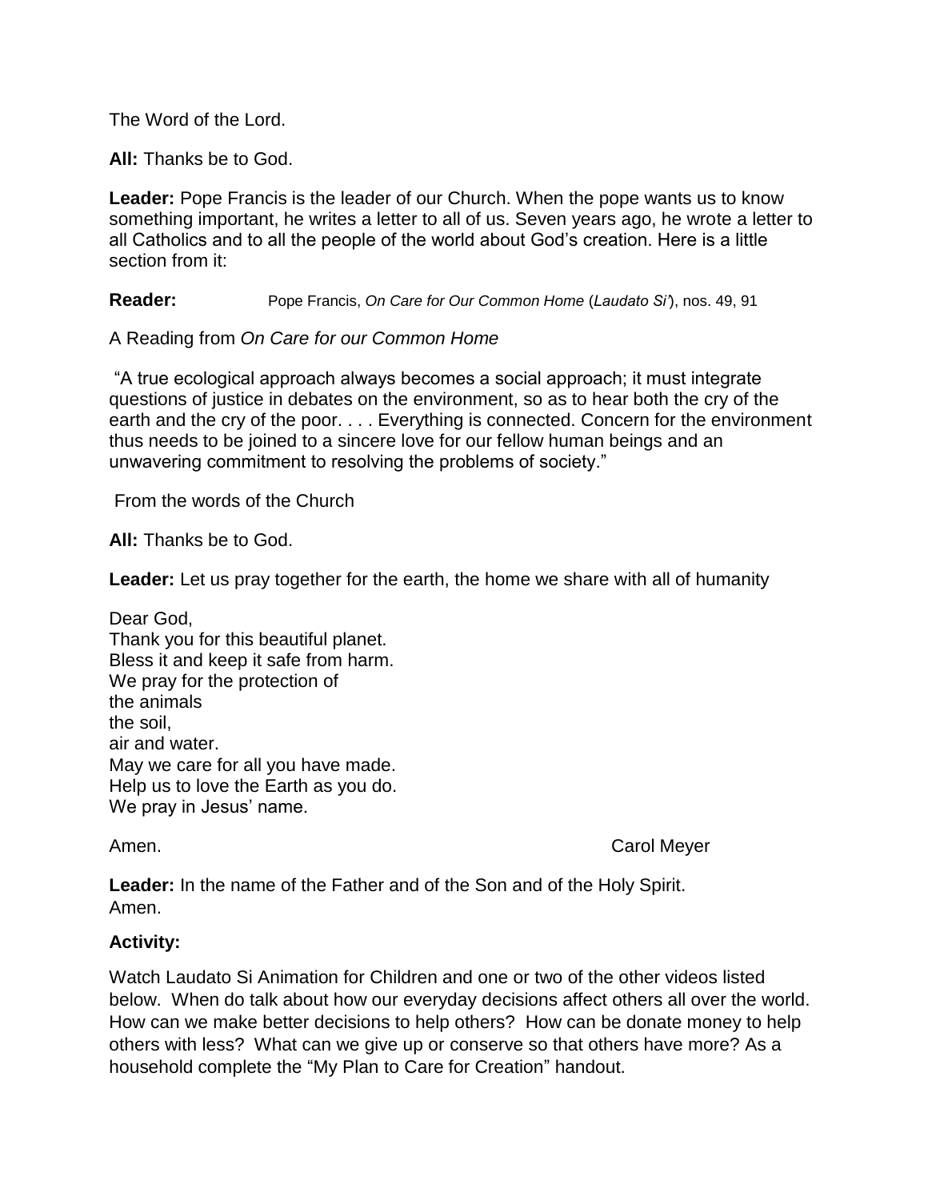The Word of the Lord.

**All:** Thanks be to God.

**Leader:** Pope Francis is the leader of our Church. When the pope wants us to know something important, he writes a letter to all of us. Seven years ago, he wrote a letter to all Catholics and to all the people of the world about God's creation. Here is a little section from it:

**Reader:** Pope Francis, *On Care for Our Common Home* (*Laudato Si'*), nos. 49, 91

A Reading from *On Care for our Common Home*

"A true ecological approach always becomes a social approach; it must integrate questions of justice in debates on the environment, so as to hear both the cry of the earth and the cry of the poor. . . . Everything is connected. Concern for the environment thus needs to be joined to a sincere love for our fellow human beings and an unwavering commitment to resolving the problems of society."

From the words of the Church

**All:** Thanks be to God.

**Leader:** Let us pray together for the earth, the home we share with all of humanity

Dear God,
Thank you for this beautiful planet.
Bless it and keep it safe from harm.
We pray for the protection of
the animals
the soil,
air and water.
May we care for all you have made.
Help us to love the Earth as you do.
We pray in Jesus' name.

Amen. Carol Meyer

**Leader:** In the name of the Father and of the Son and of the Holy Spirit.
Amen.

**Activity:**

Watch Laudato Si Animation for Children and one or two of the other videos listed below. When do talk about how our everyday decisions affect others all over the world. How can we make better decisions to help others? How can be donate money to help others with less? What can we give up or conserve so that others have more? As a household complete the "My Plan to Care for Creation" handout.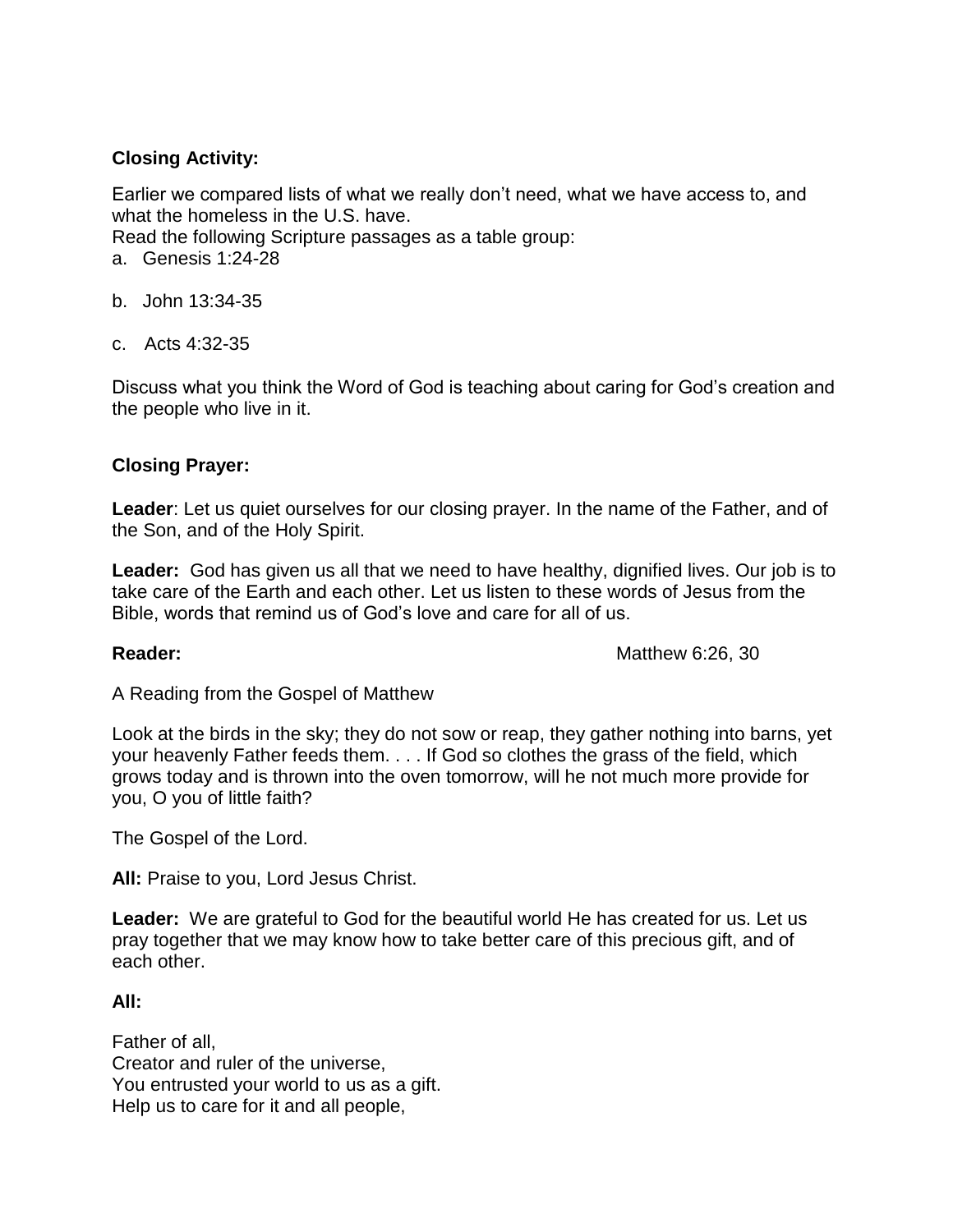**Closing Activity:**

Earlier we compared lists of what we really don't need, what we have access to, and what the homeless in the U.S. have.

Read the following Scripture passages as a table group:

a. Genesis 1:24-28

b. John 13:34-35

c. Acts 4:32-35

Discuss what you think the Word of God is teaching about caring for God's creation and the people who live in it.

**Closing Prayer:**

**Leader**: Let us quiet ourselves for our closing prayer. In the name of the Father, and of the Son, and of the Holy Spirit.

**Leader:** God has given us all that we need to have healthy, dignified lives. Our job is to take care of the Earth and each other. Let us listen to these words of Jesus from the Bible, words that remind us of God's love and care for all of us.

**Reader:** Matthew 6:26, 30

A Reading from the Gospel of Matthew

Look at the birds in the sky; they do not sow or reap, they gather nothing into barns, yet your heavenly Father feeds them. . . . If God so clothes the grass of the field, which grows today and is thrown into the oven tomorrow, will he not much more provide for you, O you of little faith?

The Gospel of the Lord.

**All:** Praise to you, Lord Jesus Christ.

**Leader:** We are grateful to God for the beautiful world He has created for us. Let us pray together that we may know how to take better care of this precious gift, and of each other.

**All:**

Father of all,
Creator and ruler of the universe,
You entrusted your world to us as a gift.
Help us to care for it and all people,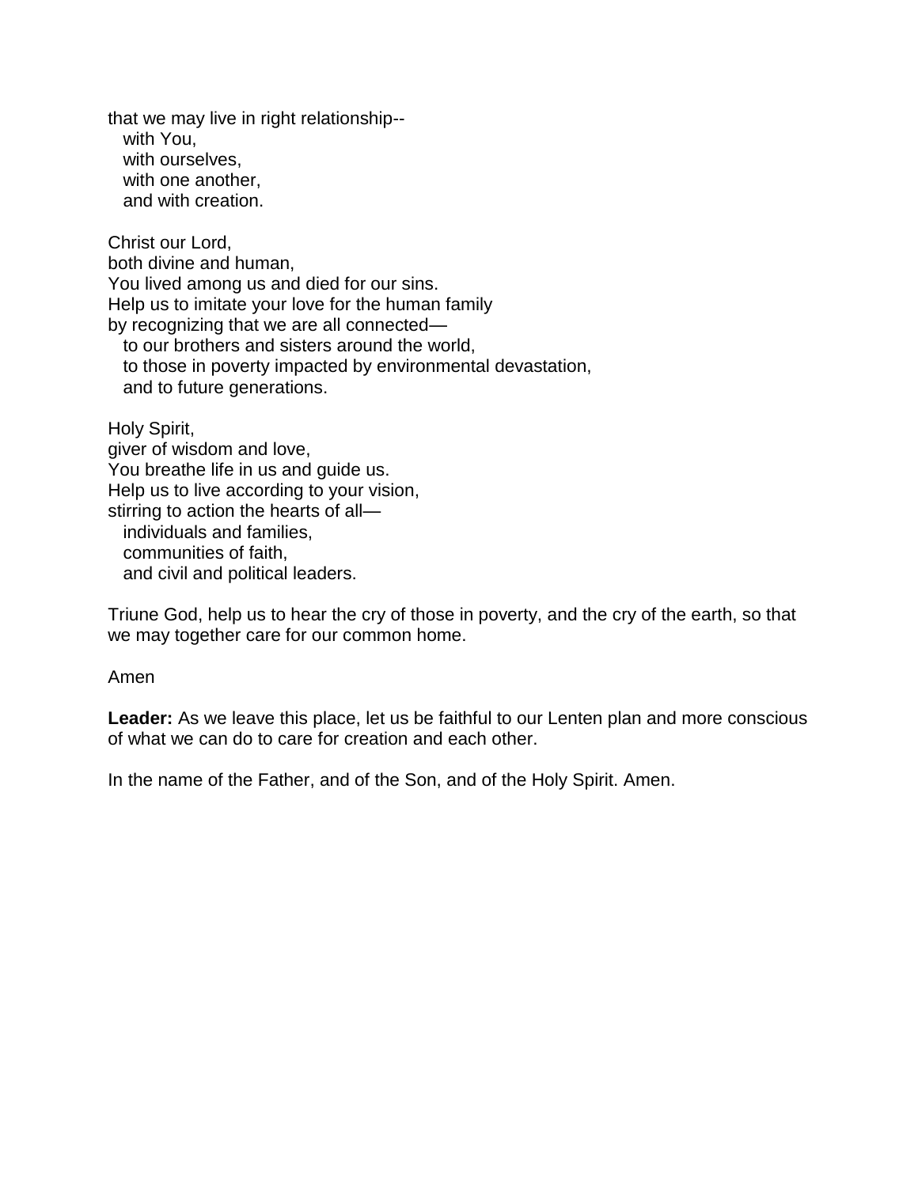that we may live in right relationship--
   with You,
   with ourselves,
   with one another,
   and with creation.

Christ our Lord,
both divine and human,
You lived among us and died for our sins.
Help us to imitate your love for the human family
by recognizing that we are all connected—
   to our brothers and sisters around the world,
   to those in poverty impacted by environmental devastation,
   and to future generations.

Holy Spirit,
giver of wisdom and love,
You breathe life in us and guide us.
Help us to live according to your vision,
stirring to action the hearts of all—
   individuals and families,
   communities of faith,
   and civil and political leaders.

Triune God, help us to hear the cry of those in poverty, and the cry of the earth, so that we may together care for our common home.

Amen

**Leader:** As we leave this place, let us be faithful to our Lenten plan and more conscious of what we can do to care for creation and each other.

In the name of the Father, and of the Son, and of the Holy Spirit. Amen.